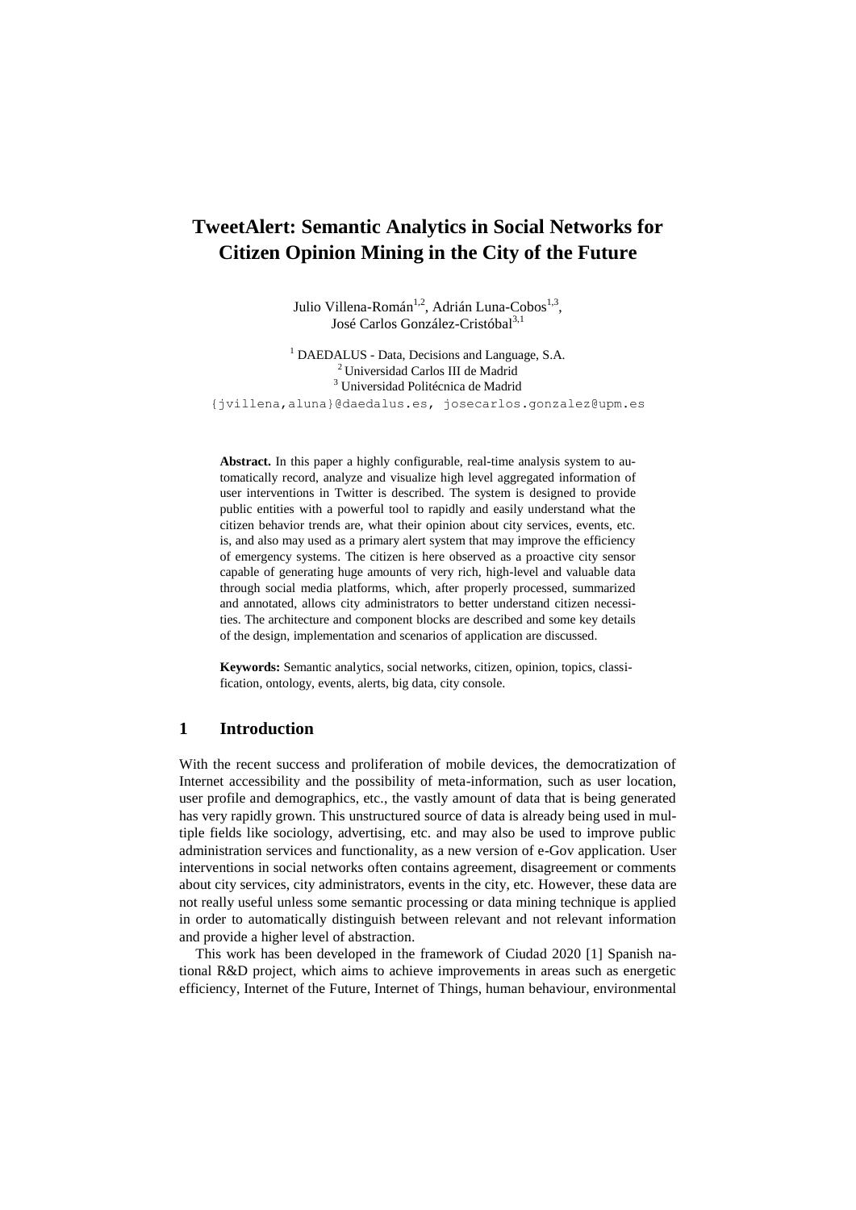# TweetAlert: Semantic Analytics in Social Networks for Citizen Opinion Mining in the City of the Future

Julio Villena-Román[1,2], Adrián Luna-Cobos[1,3], José Carlos González-Cristóbal[3,1]

[1] DAEDALUS - Data, Decisions and Language, S.A.
[2] Universidad Carlos III de Madrid
[3] Universidad Politécnica de Madrid

{jvillena,aluna}@daedalus.es, josecarlos.gonzalez@upm.es

**Abstract.** In this paper a highly configurable, real-time analysis system to automatically record, analyze and visualize high level aggregated information of user interventions in Twitter is described. The system is designed to provide public entities with a powerful tool to rapidly and easily understand what the citizen behavior trends are, what their opinion about city services, events, etc. is, and also may used as a primary alert system that may improve the efficiency of emergency systems. The citizen is here observed as a proactive city sensor capable of generating huge amounts of very rich, high-level and valuable data through social media platforms, which, after properly processed, summarized and annotated, allows city administrators to better understand citizen necessities. The architecture and component blocks are described and some key details of the design, implementation and scenarios of application are discussed.

**Keywords:** Semantic analytics, social networks, citizen, opinion, topics, classification, ontology, events, alerts, big data, city console.

## 1 Introduction

With the recent success and proliferation of mobile devices, the democratization of Internet accessibility and the possibility of meta-information, such as user location, user profile and demographics, etc., the vastly amount of data that is being generated has very rapidly grown. This unstructured source of data is already being used in multiple fields like sociology, advertising, etc. and may also be used to improve public administration services and functionality, as a new version of e-Gov application. User interventions in social networks often contains agreement, disagreement or comments about city services, city administrators, events in the city, etc. However, these data are not really useful unless some semantic processing or data mining technique is applied in order to automatically distinguish between relevant and not relevant information and provide a higher level of abstraction.

This work has been developed in the framework of Ciudad 2020 [1] Spanish national R&D project, which aims to achieve improvements in areas such as energetic efficiency, Internet of the Future, Internet of Things, human behaviour, environmental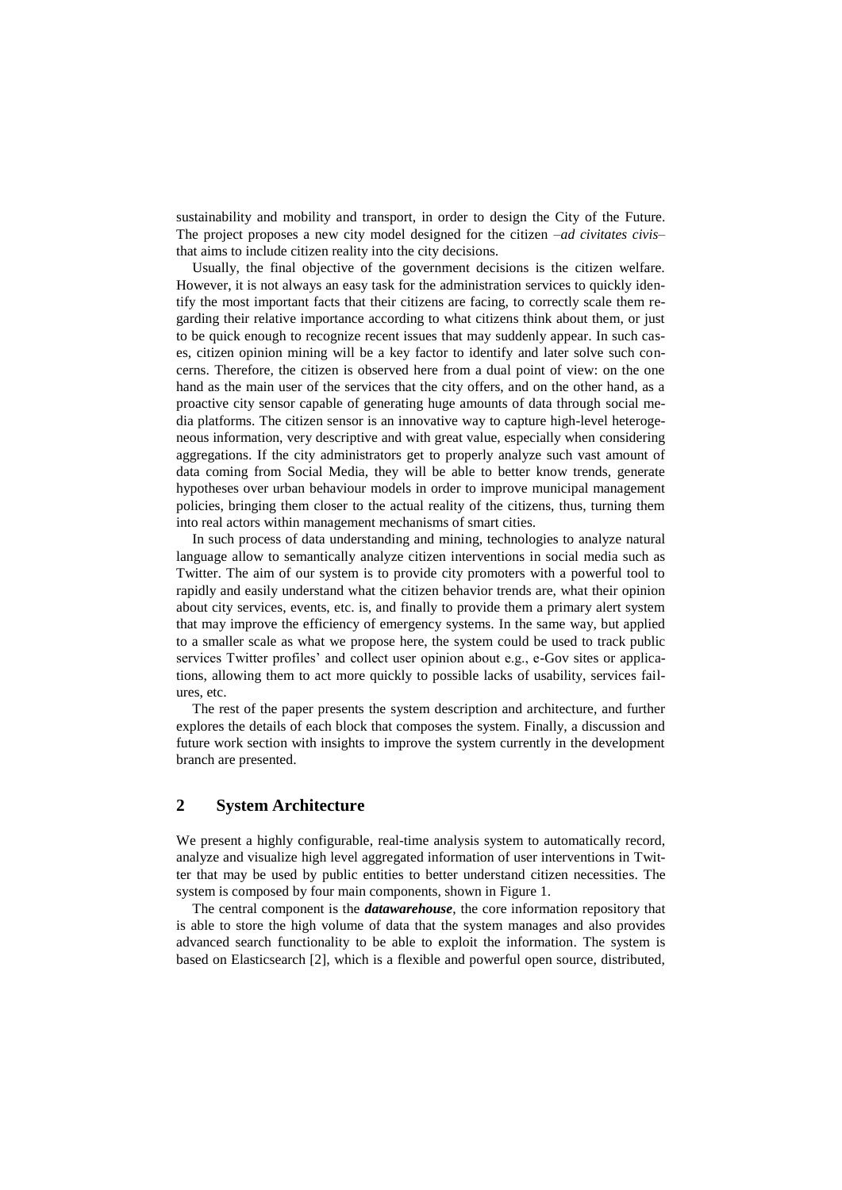sustainability and mobility and transport, in order to design the City of the Future. The project proposes a new city model designed for the citizen –*ad civitates civis*– that aims to include citizen reality into the city decisions.

Usually, the final objective of the government decisions is the citizen welfare. However, it is not always an easy task for the administration services to quickly identify the most important facts that their citizens are facing, to correctly scale them regarding their relative importance according to what citizens think about them, or just to be quick enough to recognize recent issues that may suddenly appear. In such cases, citizen opinion mining will be a key factor to identify and later solve such concerns. Therefore, the citizen is observed here from a dual point of view: on the one hand as the main user of the services that the city offers, and on the other hand, as a proactive city sensor capable of generating huge amounts of data through social media platforms. The citizen sensor is an innovative way to capture high-level heterogeneous information, very descriptive and with great value, especially when considering aggregations. If the city administrators get to properly analyze such vast amount of data coming from Social Media, they will be able to better know trends, generate hypotheses over urban behaviour models in order to improve municipal management policies, bringing them closer to the actual reality of the citizens, thus, turning them into real actors within management mechanisms of smart cities.

In such process of data understanding and mining, technologies to analyze natural language allow to semantically analyze citizen interventions in social media such as Twitter. The aim of our system is to provide city promoters with a powerful tool to rapidly and easily understand what the citizen behavior trends are, what their opinion about city services, events, etc. is, and finally to provide them a primary alert system that may improve the efficiency of emergency systems. In the same way, but applied to a smaller scale as what we propose here, the system could be used to track public services Twitter profiles' and collect user opinion about e.g., e-Gov sites or applications, allowing them to act more quickly to possible lacks of usability, services failures, etc.

The rest of the paper presents the system description and architecture, and further explores the details of each block that composes the system. Finally, a discussion and future work section with insights to improve the system currently in the development branch are presented.

## 2 System Architecture

We present a highly configurable, real-time analysis system to automatically record, analyze and visualize high level aggregated information of user interventions in Twitter that may be used by public entities to better understand citizen necessities. The system is composed by four main components, shown in Figure 1.

The central component is the ***datawarehouse***, the core information repository that is able to store the high volume of data that the system manages and also provides advanced search functionality to be able to exploit the information. The system is based on Elasticsearch [2], which is a flexible and powerful open source, distributed,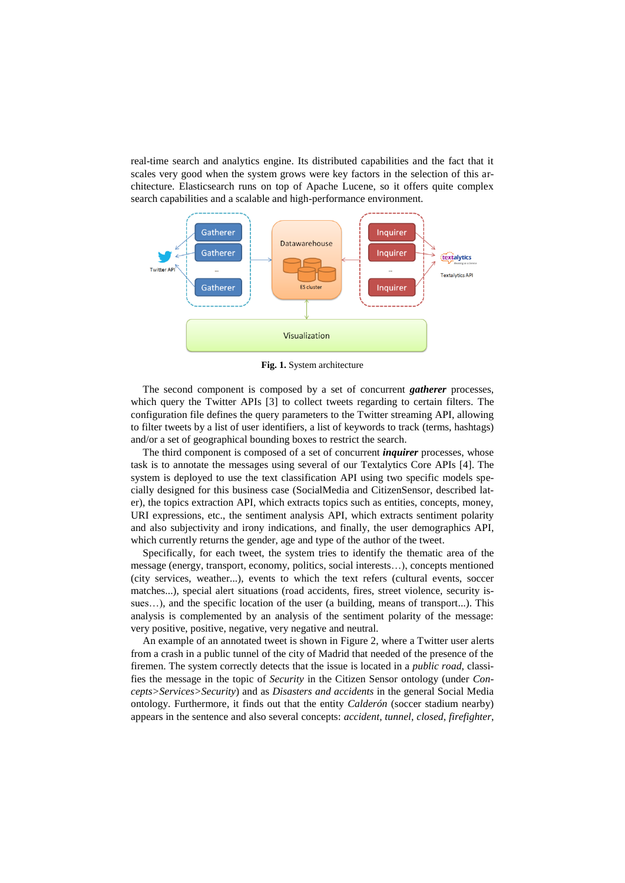real-time search and analytics engine. Its distributed capabilities and the fact that it scales very good when the system grows were key factors in the selection of this architecture. Elasticsearch runs on top of Apache Lucene, so it offers quite complex search capabilities and a scalable and high-performance environment.

**Fig. 1.** System architecture

The second component is composed by a set of concurrent ***gatherer*** processes, which query the Twitter APIs [3] to collect tweets regarding to certain filters. The configuration file defines the query parameters to the Twitter streaming API, allowing to filter tweets by a list of user identifiers, a list of keywords to track (terms, hashtags) and/or a set of geographical bounding boxes to restrict the search.

The third component is composed of a set of concurrent ***inquirer*** processes, whose task is to annotate the messages using several of our Textalytics Core APIs [4]. The system is deployed to use the text classification API using two specific models specially designed for this business case (SocialMedia and CitizenSensor, described later), the topics extraction API, which extracts topics such as entities, concepts, money, URI expressions, etc., the sentiment analysis API, which extracts sentiment polarity and also subjectivity and irony indications, and finally, the user demographics API, which currently returns the gender, age and type of the author of the tweet.

Specifically, for each tweet, the system tries to identify the thematic area of the message (energy, transport, economy, politics, social interests…), concepts mentioned (city services, weather...), events to which the text refers (cultural events, soccer matches...), special alert situations (road accidents, fires, street violence, security issues…), and the specific location of the user (a building, means of transport...). This analysis is complemented by an analysis of the sentiment polarity of the message: very positive, positive, negative, very negative and neutral.

An example of an annotated tweet is shown in Figure 2, where a Twitter user alerts from a crash in a public tunnel of the city of Madrid that needed of the presence of the firemen. The system correctly detects that the issue is located in a *public road*, classifies the message in the topic of *Security* in the Citizen Sensor ontology (under *Concepts>Services>Security*) and as *Disasters and accidents* in the general Social Media ontology. Furthermore, it finds out that the entity *Calderón* (soccer stadium nearby) appears in the sentence and also several concepts: *accident*, *tunnel*, *closed*, *firefighter*,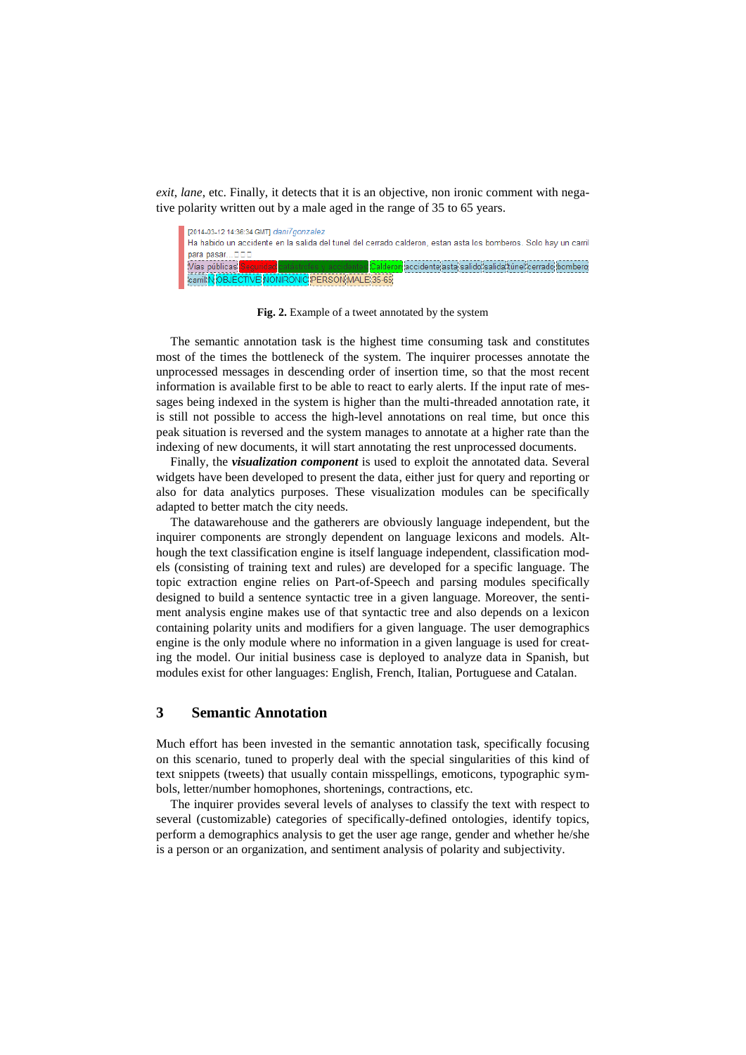*exit*, *lane*, etc. Finally, it detects that it is an objective, non ironic comment with negative polarity written out by a male aged in the range of 35 to 65 years.

[2014-03-12 14:36:34 GMT] dani7gonzalez
Ha habido un accidente en la salida del tunel del cerrado calderon, estan asta los bomberos. Solo hay un carril para pasar...

Vías públicas | Seguridad | Catástrofes y accidentes | Calderon | accidente | asta | salido | salida | túnel | cerrado | bombero | carril | N | OBJECTIVE | NONIRONIC | PERSON | MALE | 35-65

**Fig. 2.** Example of a tweet annotated by the system

The semantic annotation task is the highest time consuming task and constitutes most of the times the bottleneck of the system. The inquirer processes annotate the unprocessed messages in descending order of insertion time, so that the most recent information is available first to be able to react to early alerts. If the input rate of messages being indexed in the system is higher than the multi-threaded annotation rate, it is still not possible to access the high-level annotations on real time, but once this peak situation is reversed and the system manages to annotate at a higher rate than the indexing of new documents, it will start annotating the rest unprocessed documents.

Finally, the ***visualization component*** is used to exploit the annotated data. Several widgets have been developed to present the data, either just for query and reporting or also for data analytics purposes. These visualization modules can be specifically adapted to better match the city needs.

The datawarehouse and the gatherers are obviously language independent, but the inquirer components are strongly dependent on language lexicons and models. Although the text classification engine is itself language independent, classification models (consisting of training text and rules) are developed for a specific language. The topic extraction engine relies on Part-of-Speech and parsing modules specifically designed to build a sentence syntactic tree in a given language. Moreover, the sentiment analysis engine makes use of that syntactic tree and also depends on a lexicon containing polarity units and modifiers for a given language. The user demographics engine is the only module where no information in a given language is used for creating the model. Our initial business case is deployed to analyze data in Spanish, but modules exist for other languages: English, French, Italian, Portuguese and Catalan.

## 3 Semantic Annotation

Much effort has been invested in the semantic annotation task, specifically focusing on this scenario, tuned to properly deal with the special singularities of this kind of text snippets (tweets) that usually contain misspellings, emoticons, typographic symbols, letter/number homophones, shortenings, contractions, etc.

The inquirer provides several levels of analyses to classify the text with respect to several (customizable) categories of specifically-defined ontologies, identify topics, perform a demographics analysis to get the user age range, gender and whether he/she is a person or an organization, and sentiment analysis of polarity and subjectivity.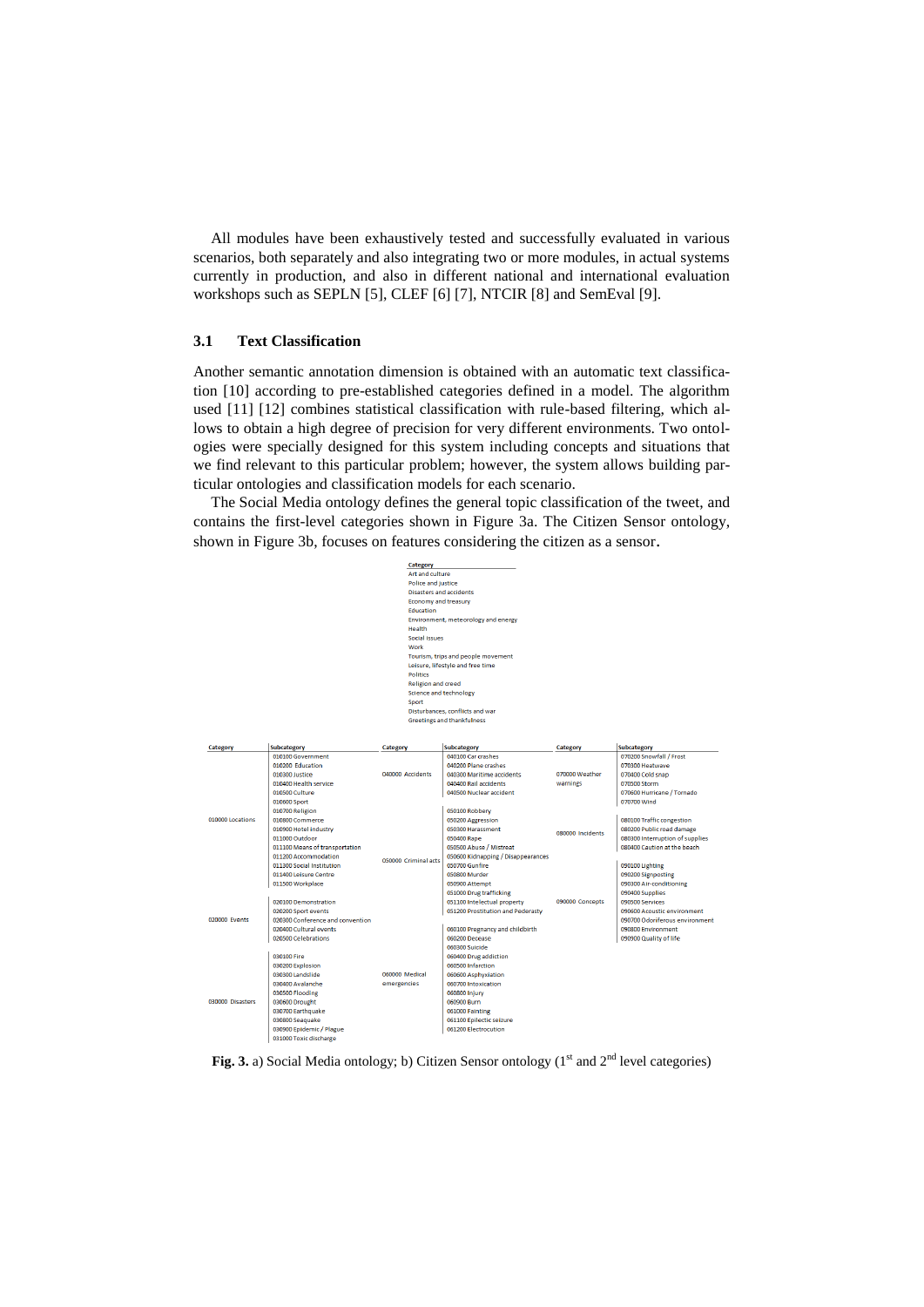All modules have been exhaustively tested and successfully evaluated in various scenarios, both separately and also integrating two or more modules, in actual systems currently in production, and also in different national and international evaluation workshops such as SEPLN [5], CLEF [6] [7], NTCIR [8] and SemEval [9].

### 3.1 Text Classification

Another semantic annotation dimension is obtained with an automatic text classification [10] according to pre-established categories defined in a model. The algorithm used [11] [12] combines statistical classification with rule-based filtering, which allows to obtain a high degree of precision for very different environments. Two ontologies were specially designed for this system including concepts and situations that we find relevant to this particular problem; however, the system allows building particular ontologies and classification models for each scenario.

The Social Media ontology defines the general topic classification of the tweet, and contains the first-level categories shown in Figure 3a. The Citizen Sensor ontology, shown in Figure 3b, focuses on features considering the citizen as a sensor.

| Category |
|---|
| Art and culture |
| Police and justice |
| Disasters and accidents |
| Economy and treasury |
| Education |
| Environment, meteorology and energy |
| Health |
| Social issues |
| Work |
| Tourism, trips and people movement |
| Leisure, lifestyle and free time |
| Politics |
| Religion and creed |
| Science and technology |
| Sport |
| Disturbances, conflicts and war |
| Greetings and thankfulness |

| Category | Subcategory |
|---|---|
| 010000 Locations | 010100 Government |
| | 010200 Education |
| | 010300 Justice |
| | 010400 Health service |
| | 010500 Culture |
| | 010600 Sport |
| | 010700 Religion |
| | 010800 Commerce |
| | 010900 Hotel industry |
| | 011000 Outdoor |
| | 011100 Means of transportation |
| | 011200 Accommodation |
| | 011300 Social Institution |
| | 011400 Leisure Centre |
| | 011500 Workplace |
| 020000 Events | 020100 Demonstration |
| | 020200 Sport events |
| | 020300 Conference and convention |
| | 020400 Cultural events |
| | 020500 Celebrations |
| 030000 Disasters | 030100 Fire |
| | 030200 Explosion |
| | 030300 Landslide |
| | 030400 Avalanche |
| | 030500 Flooding |
| | 030600 Drought |
| | 030700 Earthquake |
| | 030800 Seaquake |
| | 030900 Epidemic / Plague |
| | 031000 Toxic discharge |
| 040000 Accidents | 040100 Car crashes |
| | 040200 Plane crashes |
| | 040300 Maritime accidents |
| | 040400 Rail accidents |
| | 040500 Nuclear accident |
| 050000 Criminal acts | 050100 Robbery |
| | 050200 Aggression |
| | 050300 Harassment |
| | 050400 Rape |
| | 050500 Abuse / Mistreat |
| | 050600 Kidnapping / Disappearances |
| | 050700 Gunfire |
| | 050800 Murder |
| | 050900 Attempt |
| | 051000 Drug trafficking |
| | 051100 Intellectual property |
| | 051200 Prostitution and Pederasty |
| 060000 Medical emergencies | 060100 Pregnancy and childbirth |
| | 060200 Decease |
| | 060300 Suicide |
| | 060400 Drug addiction |
| | 060500 Infarction |
| | 060600 Asphyxiation |
| | 060700 Intoxication |
| | 060800 Injury |
| | 060900 Burn |
| | 061000 Fainting |
| | 061100 Epilectic seizure |
| | 061200 Electrocution |
| 070000 Weather warnings | 070200 Snowfall / Frost |
| | 070300 Heatwave |
| | 070400 Cold snap |
| | 070500 Storm |
| | 070600 Hurricane / Tornado |
| | 070700 Wind |
| 080000 Incidents | 080100 Traffic congestion |
| | 080200 Public road damage |
| | 080300 Interruption of supplies |
| | 080400 Caution at the beach |
| 090000 Concepts | 090100 Lighting |
| | 090200 Signposting |
| | 090300 Air-conditioning |
| | 090400 Supplies |
| | 090500 Services |
| | 090600 Acoustic environment |
| | 090700 Odoriferous environment |
| | 090800 Environment |
| | 090900 Quality of life |

**Fig. 3.** a) Social Media ontology; b) Citizen Sensor ontology (1st and 2nd level categories)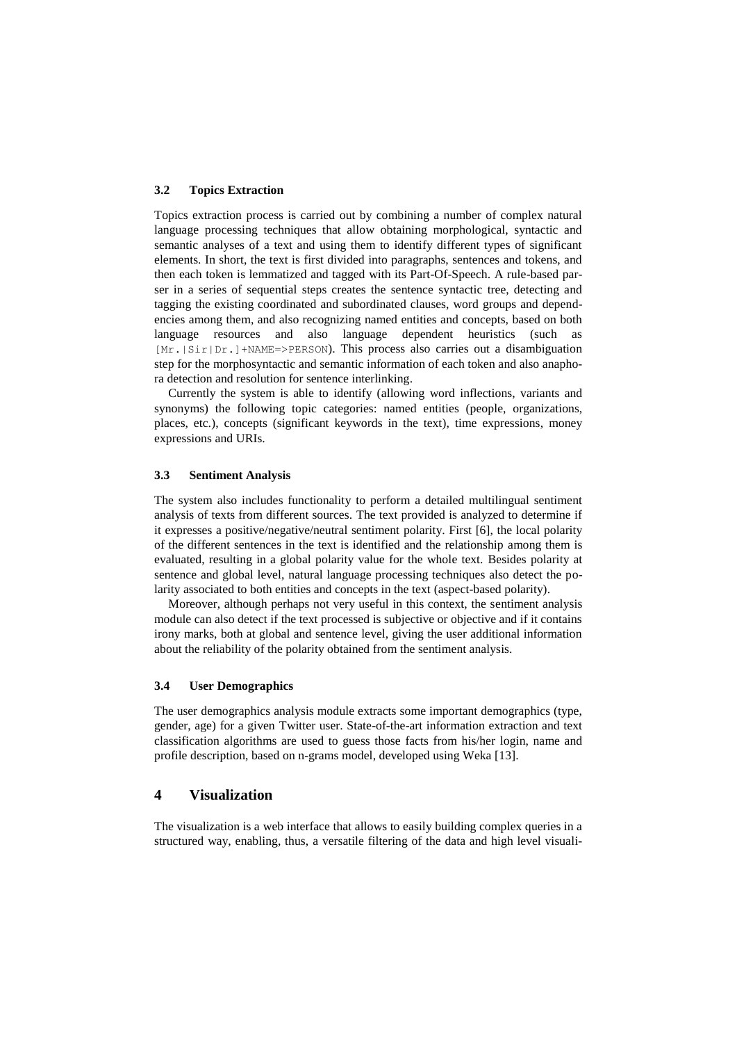### 3.2 Topics Extraction

Topics extraction process is carried out by combining a number of complex natural language processing techniques that allow obtaining morphological, syntactic and semantic analyses of a text and using them to identify different types of significant elements. In short, the text is first divided into paragraphs, sentences and tokens, and then each token is lemmatized and tagged with its Part-Of-Speech. A rule-based parser in a series of sequential steps creates the sentence syntactic tree, detecting and tagging the existing coordinated and subordinated clauses, word groups and dependencies among them, and also recognizing named entities and concepts, based on both language resources and also language dependent heuristics (such as `[Mr.|Sir|Dr.]+NAME=>PERSON`). This process also carries out a disambiguation step for the morphosyntactic and semantic information of each token and also anaphora detection and resolution for sentence interlinking.

Currently the system is able to identify (allowing word inflections, variants and synonyms) the following topic categories: named entities (people, organizations, places, etc.), concepts (significant keywords in the text), time expressions, money expressions and URIs.

### 3.3 Sentiment Analysis

The system also includes functionality to perform a detailed multilingual sentiment analysis of texts from different sources. The text provided is analyzed to determine if it expresses a positive/negative/neutral sentiment polarity. First [6], the local polarity of the different sentences in the text is identified and the relationship among them is evaluated, resulting in a global polarity value for the whole text. Besides polarity at sentence and global level, natural language processing techniques also detect the polarity associated to both entities and concepts in the text (aspect-based polarity).

Moreover, although perhaps not very useful in this context, the sentiment analysis module can also detect if the text processed is subjective or objective and if it contains irony marks, both at global and sentence level, giving the user additional information about the reliability of the polarity obtained from the sentiment analysis.

### 3.4 User Demographics

The user demographics analysis module extracts some important demographics (type, gender, age) for a given Twitter user. State-of-the-art information extraction and text classification algorithms are used to guess those facts from his/her login, name and profile description, based on n-grams model, developed using Weka [13].

## 4 Visualization

The visualization is a web interface that allows to easily building complex queries in a structured way, enabling, thus, a versatile filtering of the data and high level visuali-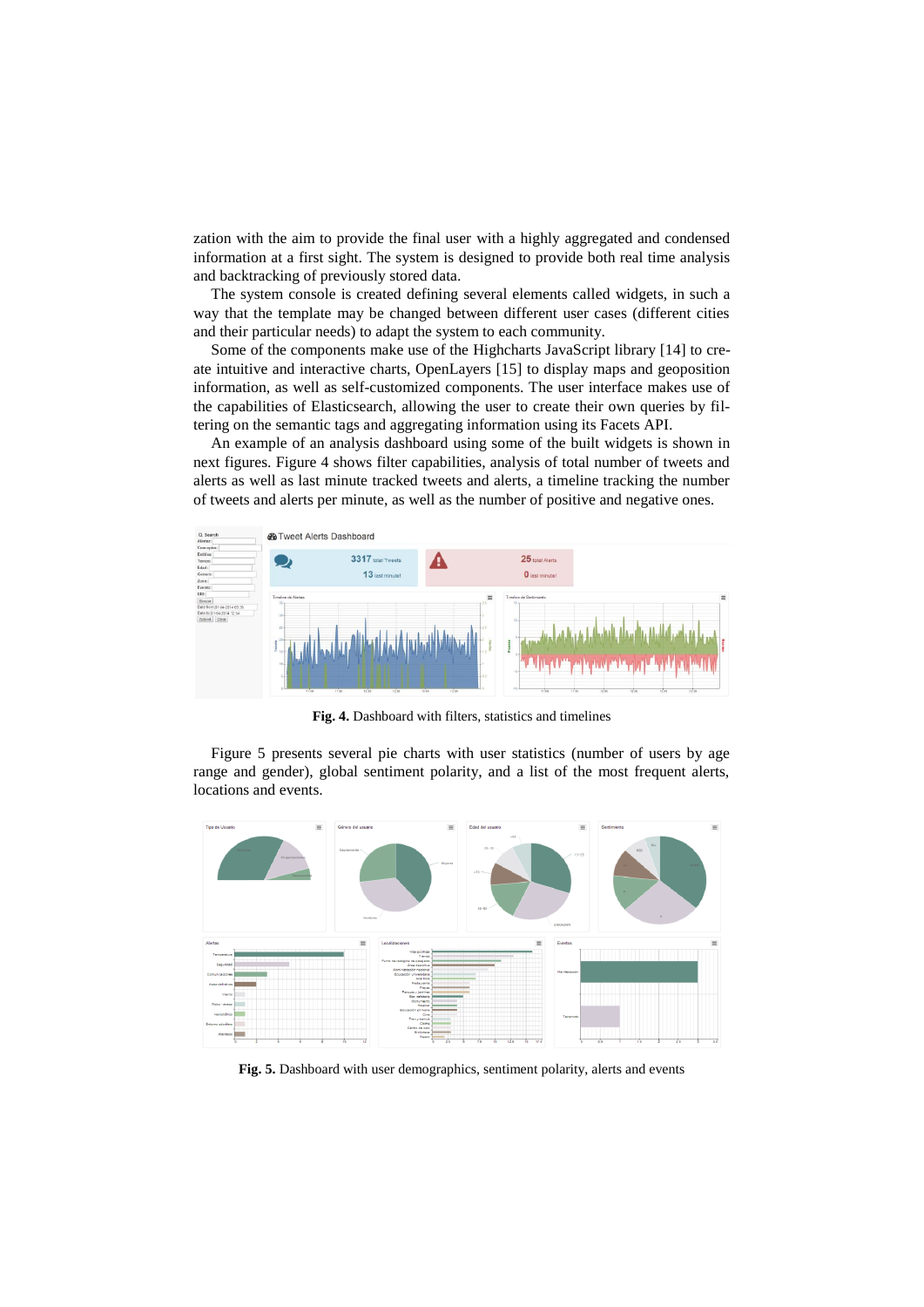zation with the aim to provide the final user with a highly aggregated and condensed information at a first sight. The system is designed to provide both real time analysis and backtracking of previously stored data.

The system console is created defining several elements called widgets, in such a way that the template may be changed between different user cases (different cities and their particular needs) to adapt the system to each community.

Some of the components make use of the Highcharts JavaScript library [14] to create intuitive and interactive charts, OpenLayers [15] to display maps and geoposition information, as well as self-customized components. The user interface makes use of the capabilities of Elasticsearch, allowing the user to create their own queries by filtering on the semantic tags and aggregating information using its Facets API.

An example of an analysis dashboard using some of the built widgets is shown in next figures. Figure 4 shows filter capabilities, analysis of total number of tweets and alerts as well as last minute tracked tweets and alerts, a timeline tracking the number of tweets and alerts per minute, as well as the number of positive and negative ones.

**Fig. 4.** Dashboard with filters, statistics and timelines

Figure 5 presents several pie charts with user statistics (number of users by age range and gender), global sentiment polarity, and a list of the most frequent alerts, locations and events.

**Fig. 5.** Dashboard with user demographics, sentiment polarity, alerts and events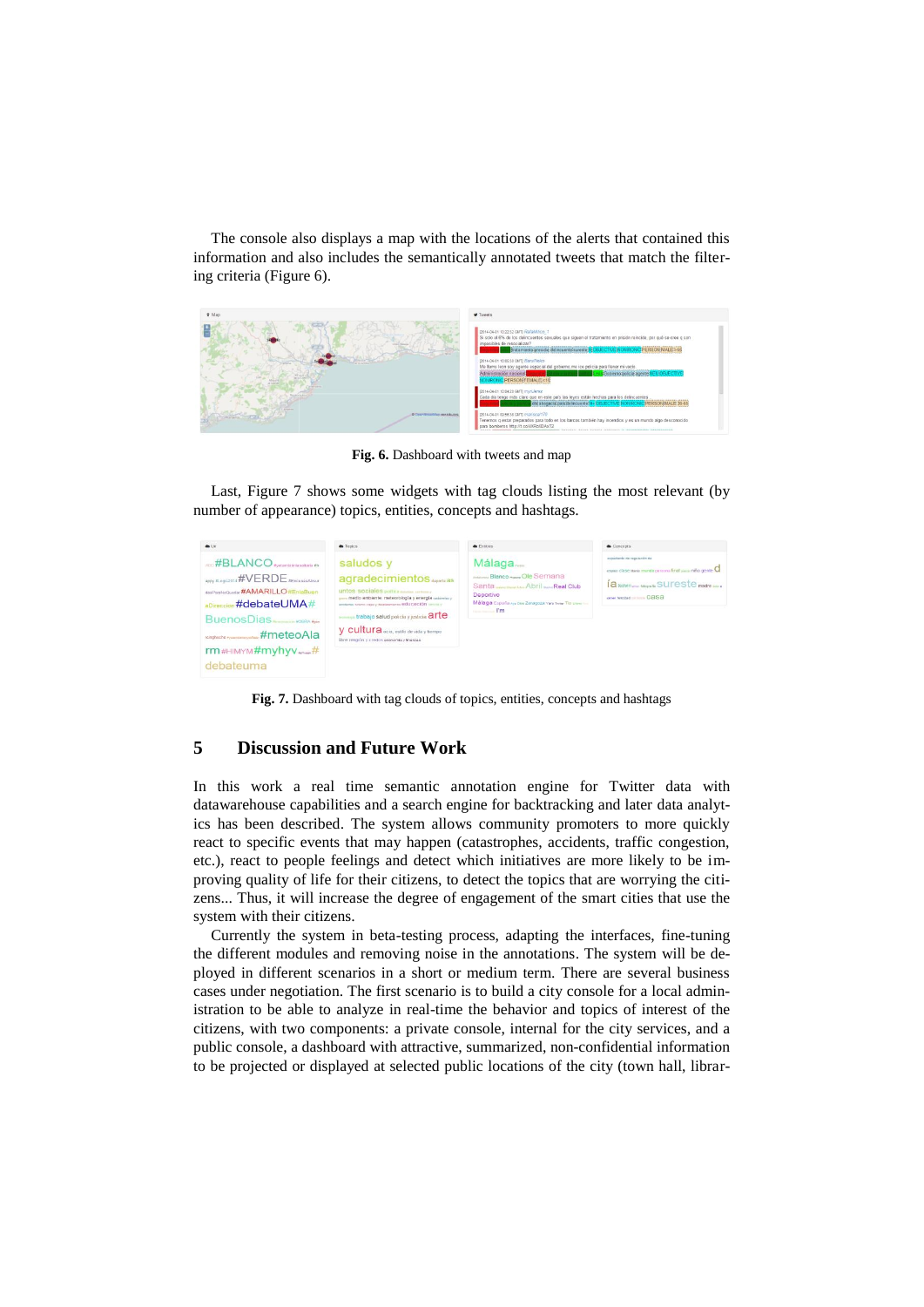The console also displays a map with the locations of the alerts that contained this information and also includes the semantically annotated tweets that match the filtering criteria (Figure 6).

**Fig. 6.** Dashboard with tweets and map

Last, Figure 7 shows some widgets with tag clouds listing the most relevant (by number of appearance) topics, entities, concepts and hashtags.

**Fig. 7.** Dashboard with tag clouds of topics, entities, concepts and hashtags

## 5 Discussion and Future Work

In this work a real time semantic annotation engine for Twitter data with datawarehouse capabilities and a search engine for backtracking and later data analytics has been described. The system allows community promoters to more quickly react to specific events that may happen (catastrophes, accidents, traffic congestion, etc.), react to people feelings and detect which initiatives are more likely to be improving quality of life for their citizens, to detect the topics that are worrying the citizens... Thus, it will increase the degree of engagement of the smart cities that use the system with their citizens.

Currently the system in beta-testing process, adapting the interfaces, fine-tuning the different modules and removing noise in the annotations. The system will be deployed in different scenarios in a short or medium term. There are several business cases under negotiation. The first scenario is to build a city console for a local administration to be able to analyze in real-time the behavior and topics of interest of the citizens, with two components: a private console, internal for the city services, and a public console, a dashboard with attractive, summarized, non-confidential information to be projected or displayed at selected public locations of the city (town hall, librar-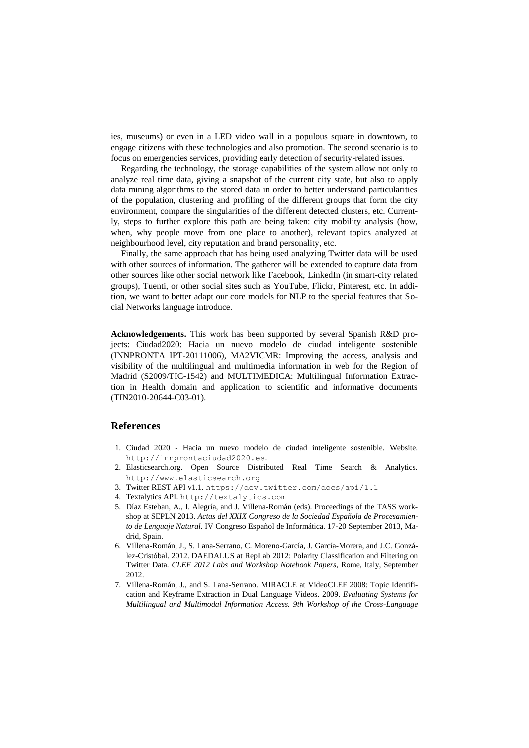ies, museums) or even in a LED video wall in a populous square in downtown, to engage citizens with these technologies and also promotion. The second scenario is to focus on emergencies services, providing early detection of security-related issues.

Regarding the technology, the storage capabilities of the system allow not only to analyze real time data, giving a snapshot of the current city state, but also to apply data mining algorithms to the stored data in order to better understand particularities of the population, clustering and profiling of the different groups that form the city environment, compare the singularities of the different detected clusters, etc. Currently, steps to further explore this path are being taken: city mobility analysis (how, when, why people move from one place to another), relevant topics analyzed at neighbourhood level, city reputation and brand personality, etc.

Finally, the same approach that has being used analyzing Twitter data will be used with other sources of information. The gatherer will be extended to capture data from other sources like other social network like Facebook, LinkedIn (in smart-city related groups), Tuenti, or other social sites such as YouTube, Flickr, Pinterest, etc. In addition, we want to better adapt our core models for NLP to the special features that Social Networks language introduce.

**Acknowledgements.** This work has been supported by several Spanish R&D projects: Ciudad2020: Hacia un nuevo modelo de ciudad inteligente sostenible (INNPRONTA IPT-20111006), MA2VICMR: Improving the access, analysis and visibility of the multilingual and multimedia information in web for the Region of Madrid (S2009/TIC-1542) and MULTIMEDICA: Multilingual Information Extraction in Health domain and application to scientific and informative documents (TIN2010-20644-C03-01).

## References

1. Ciudad 2020 - Hacia un nuevo modelo de ciudad inteligente sostenible. Website. `http://innprontaciudad2020.es`.
2. Elasticsearch.org. Open Source Distributed Real Time Search & Analytics. `http://www.elasticsearch.org`
3. Twitter REST API v1.1. `https://dev.twitter.com/docs/api/1.1`
4. Textalytics API. `http://textalytics.com`
5. Díaz Esteban, A., I. Alegría, and J. Villena-Román (eds). Proceedings of the TASS workshop at SEPLN 2013. *Actas del XXIX Congreso de la Sociedad Española de Procesamiento de Lenguaje Natural*. IV Congreso Español de Informática. 17-20 September 2013, Madrid, Spain.
6. Villena-Román, J., S. Lana-Serrano, C. Moreno-García, J. García-Morera, and J.C. González-Cristóbal. 2012. DAEDALUS at RepLab 2012: Polarity Classification and Filtering on Twitter Data. *CLEF 2012 Labs and Workshop Notebook Papers*, Rome, Italy, September 2012.
7. Villena-Román, J., and S. Lana-Serrano. MIRACLE at VideoCLEF 2008: Topic Identification and Keyframe Extraction in Dual Language Videos. 2009. *Evaluating Systems for Multilingual and Multimodal Information Access. 9th Workshop of the Cross-Language*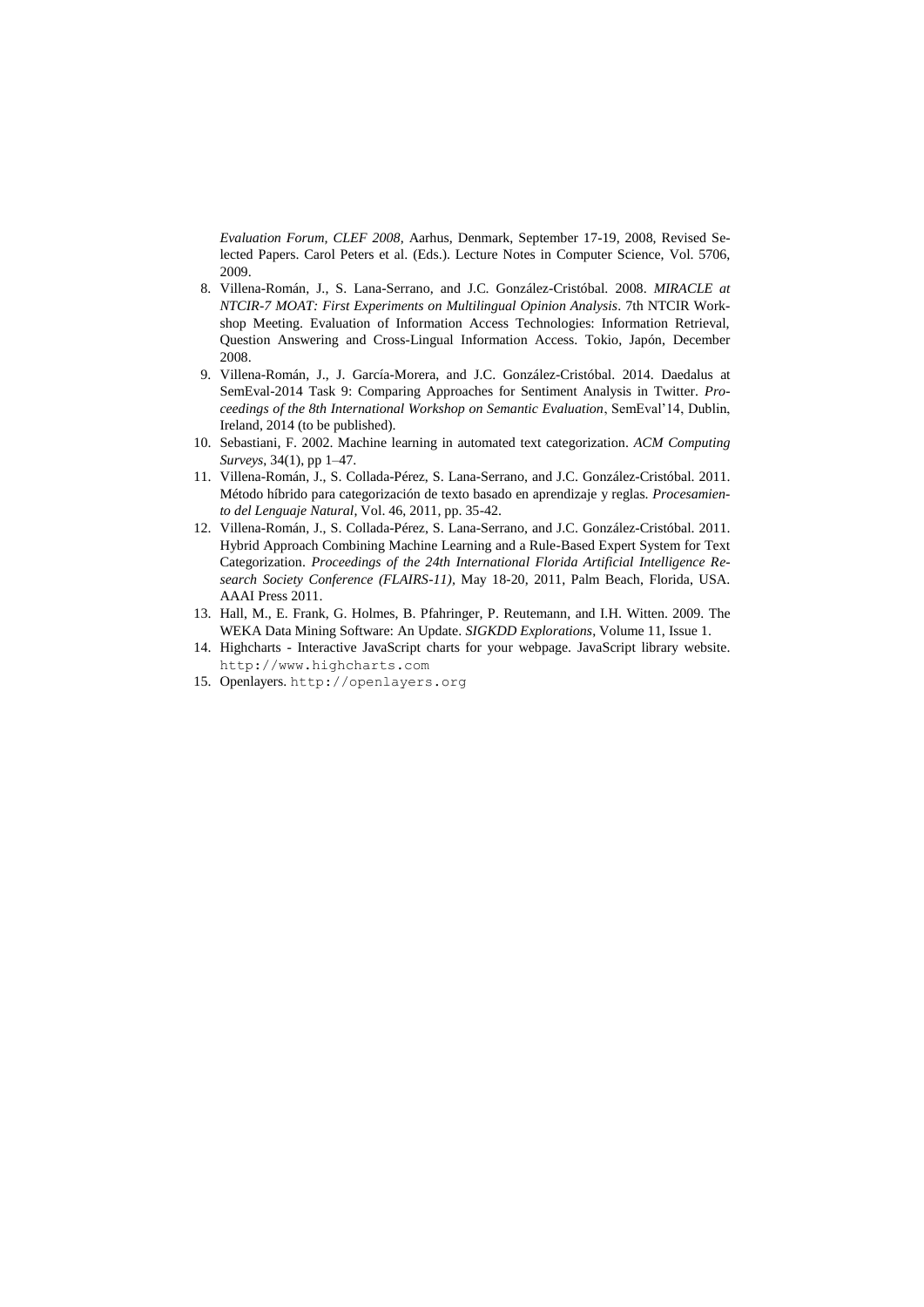*Evaluation Forum, CLEF 2008*, Aarhus, Denmark, September 17-19, 2008, Revised Selected Papers. Carol Peters et al. (Eds.). Lecture Notes in Computer Science, Vol. 5706, 2009.

8. Villena-Román, J., S. Lana-Serrano, and J.C. González-Cristóbal. 2008. *MIRACLE at NTCIR-7 MOAT: First Experiments on Multilingual Opinion Analysis*. 7th NTCIR Workshop Meeting. Evaluation of Information Access Technologies: Information Retrieval, Question Answering and Cross-Lingual Information Access. Tokio, Japón, December 2008.
9. Villena-Román, J., J. García-Morera, and J.C. González-Cristóbal. 2014. Daedalus at SemEval-2014 Task 9: Comparing Approaches for Sentiment Analysis in Twitter. *Proceedings of the 8th International Workshop on Semantic Evaluation*, SemEval'14, Dublin, Ireland, 2014 (to be published).
10. Sebastiani, F. 2002. Machine learning in automated text categorization. *ACM Computing Surveys*, 34(1), pp 1–47.
11. Villena-Román, J., S. Collada-Pérez, S. Lana-Serrano, and J.C. González-Cristóbal. 2011. Método híbrido para categorización de texto basado en aprendizaje y reglas. *Procesamiento del Lenguaje Natural*, Vol. 46, 2011, pp. 35-42.
12. Villena-Román, J., S. Collada-Pérez, S. Lana-Serrano, and J.C. González-Cristóbal. 2011. Hybrid Approach Combining Machine Learning and a Rule-Based Expert System for Text Categorization. *Proceedings of the 24th International Florida Artificial Intelligence Research Society Conference (FLAIRS-11)*, May 18-20, 2011, Palm Beach, Florida, USA. AAAI Press 2011.
13. Hall, M., E. Frank, G. Holmes, B. Pfahringer, P. Reutemann, and I.H. Witten. 2009. The WEKA Data Mining Software: An Update. *SIGKDD Explorations*, Volume 11, Issue 1.
14. Highcharts - Interactive JavaScript charts for your webpage. JavaScript library website. `http://www.highcharts.com`
15. Openlayers. `http://openlayers.org`